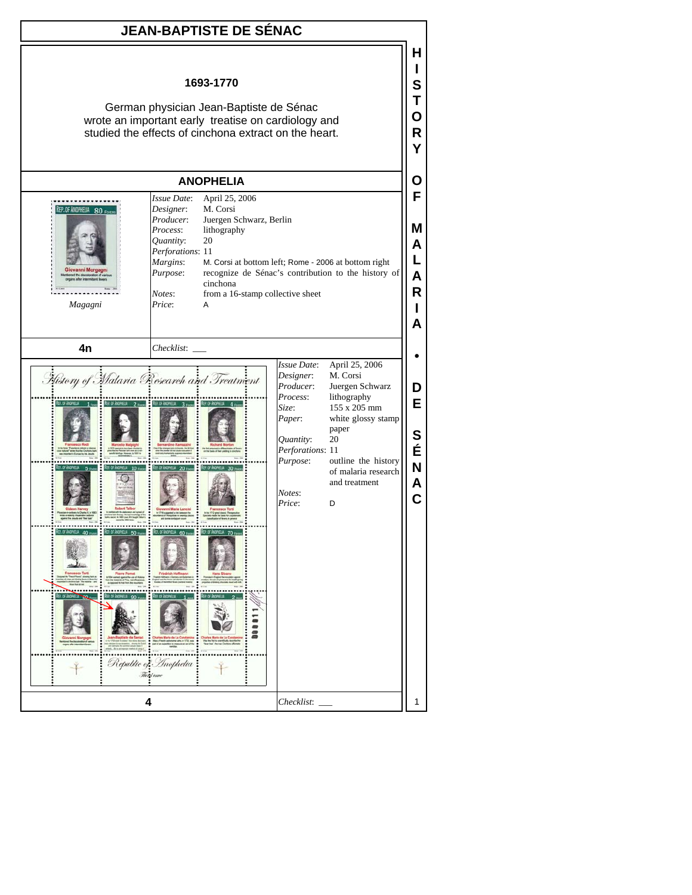# JEAN-BAPTISTE DE SÉNAC

**1693-1770**

German physician Jean-Baptiste de Sénac wrote an important early treatise on cardiology and studied the effects of cinchona extract on the heart.

## ANOPHELIA

*Magagni*

| | |
|---|---|
| *Issue Date*: | April 25, 2006 |
| *Designer*: | M. Corsi |
| *Producer*: | Juergen Schwarz, Berlin |
| *Process*: | lithography |
| *Quantity*: | 20 |
| *Perforations*: | 11 |
| *Margins*: | M. Corsi at bottom left; Rome - 2006 at bottom right |
| *Purpose*: | recognize de Sénac's contribution to the history of cinchona |
| *Notes*: | from a 16-stamp collective sheet |
| *Price*: | A |

**4n** — *Checklist*: ___

| | |
|---|---|
| *Issue Date*: | April 25, 2006 |
| *Designer*: | M. Corsi |
| *Producer*: | Juergen Schwarz |
| *Process*: | lithography |
| *Size*: | 155 x 205 mm |
| *Paper*: | white glossy stamp paper |
| *Quantity*: | 20 |
| *Perforations*: | 11 |
| *Purpose*: | outline the history of malaria research and treatment |
| *Notes*: | |
| *Price*: | D |

**4** — *Checklist*: ___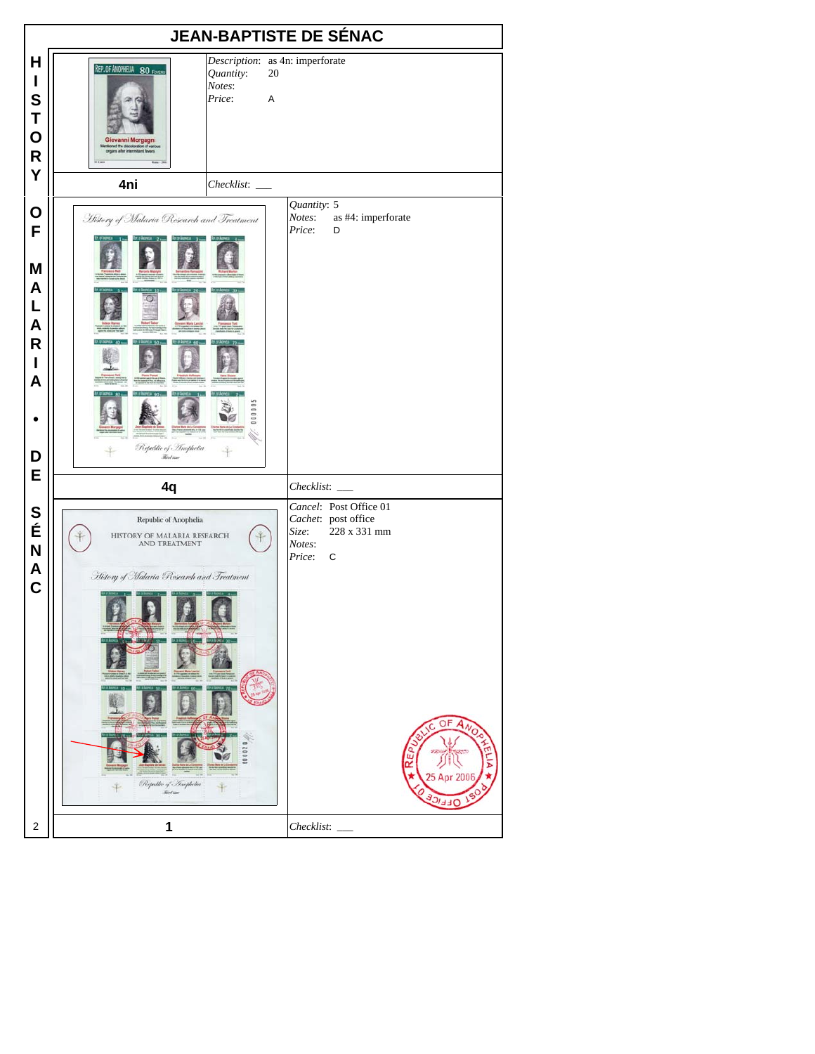# JEAN-BAPTISTE DE SÉNAC

HISTORY OF MALARIA • DE SÉNAC

**4ni**

*Description*: as 4n: imperforate
*Quantity*: 20
*Notes*:
*Price*: A

*Checklist*: ___

**4q**

*Quantity*: 5
*Notes*: as #4: imperforate
*Price*: D

*Checklist*: ___

**1**

*Cancel*: Post Office 01
*Cachet*: post office
*Size*: 228 x 331 mm
*Notes*:
*Price*: C

*Checklist*: ___